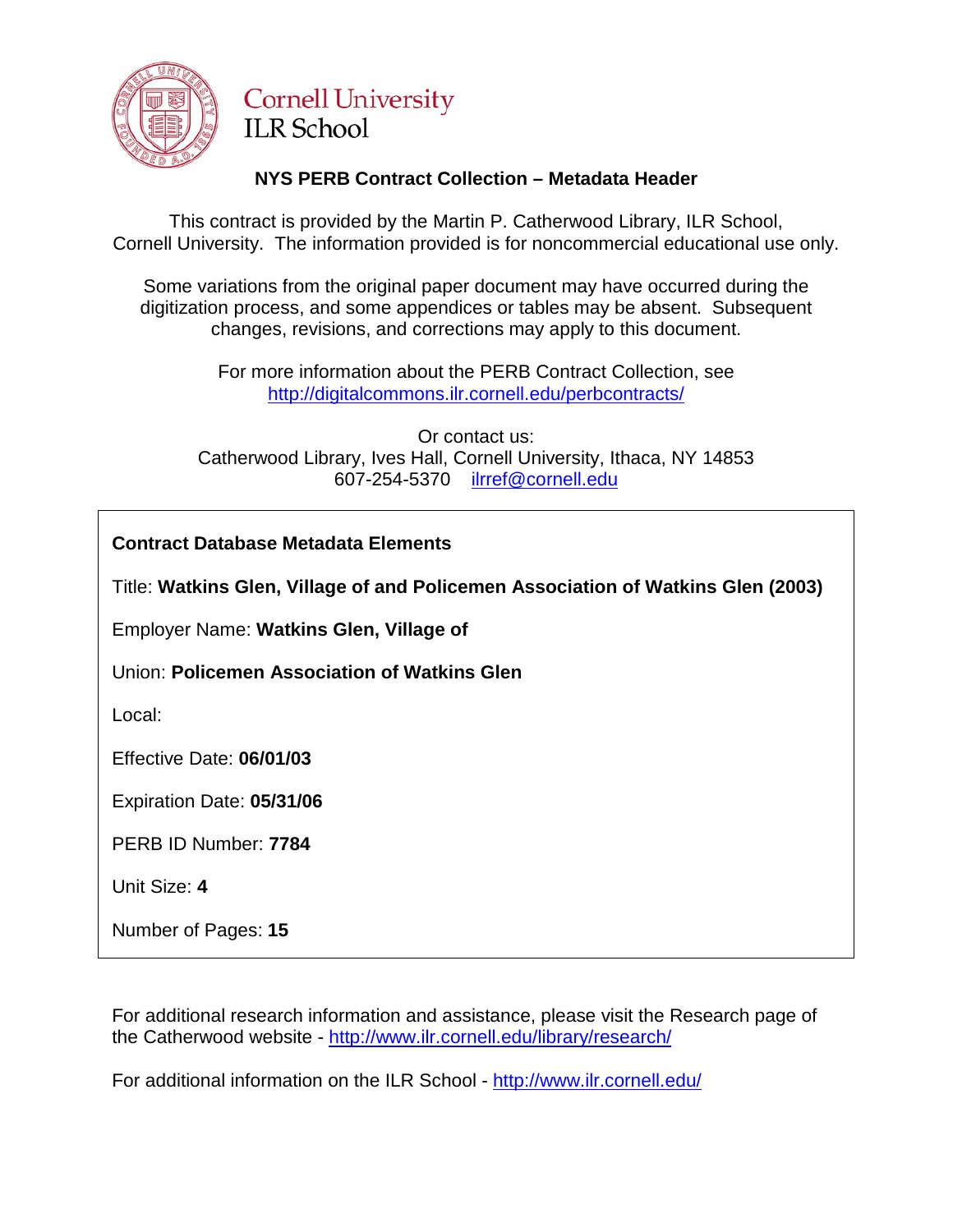Cornell University
ILR School

## NYS PERB Contract Collection – Metadata Header

This contract is provided by the Martin P. Catherwood Library, ILR School, Cornell University. The information provided is for noncommercial educational use only.

Some variations from the original paper document may have occurred during the digitization process, and some appendices or tables may be absent. Subsequent changes, revisions, and corrections may apply to this document.

For more information about the PERB Contract Collection, see http://digitalcommons.ilr.cornell.edu/perbcontracts/

Or contact us:
Catherwood Library, Ives Hall, Cornell University, Ithaca, NY 14853
607-254-5370 ilrref@cornell.edu

**Contract Database Metadata Elements**

Title: **Watkins Glen, Village of and Policemen Association of Watkins Glen (2003)**

Employer Name: **Watkins Glen, Village of**

Union: **Policemen Association of Watkins Glen**

Local:

Effective Date: **06/01/03**

Expiration Date: **05/31/06**

PERB ID Number: **7784**

Unit Size: **4**

Number of Pages: **15**

For additional research information and assistance, please visit the Research page of the Catherwood website - http://www.ilr.cornell.edu/library/research/

For additional information on the ILR School - http://www.ilr.cornell.edu/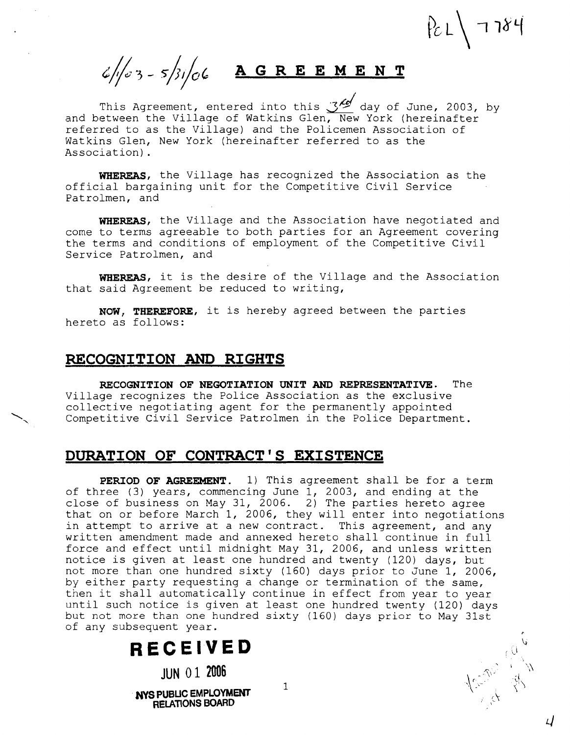PCL \ 7784

6/1/03 - 5/31/06 **A G R E E M E N T**

This Agreement, entered into this 3rd day of June, 2003, by and between the Village of Watkins Glen, New York (hereinafter referred to as the Village) and the Policemen Association of Watkins Glen, New York (hereinafter referred to as the Association).

**WHEREAS,** the Village has recognized the Association as the official bargaining unit for the Competitive Civil Service Patrolmen, and

**WHEREAS,** the Village and the Association have negotiated and come to terms agreeable to both parties for an Agreement covering the terms and conditions of employment of the Competitive Civil Service Patrolmen, and

**WHEREAS,** it is the desire of the Village and the Association that said Agreement be reduced to writing,

**NOW, THEREFORE,** it is hereby agreed between the parties hereto as follows:

## RECOGNITION AND RIGHTS

**RECOGNITION OF NEGOTIATION UNIT AND REPRESENTATIVE.** The Village recognizes the Police Association as the exclusive collective negotiating agent for the permanently appointed Competitive Civil Service Patrolmen in the Police Department.

## DURATION OF CONTRACT'S EXISTENCE

**PERIOD OF AGREEMENT.** 1) This agreement shall be for a term of three (3) years, commencing June 1, 2003, and ending at the close of business on May 31, 2006. 2) The parties hereto agree that on or before March 1, 2006, they will enter into negotiations in attempt to arrive at a new contract. This agreement, and any written amendment made and annexed hereto shall continue in full force and effect until midnight May 31, 2006, and unless written notice is given at least one hundred and twenty (120) days, but not more than one hundred sixty (160) days prior to June 1, 2006, by either party requesting a change or termination of the same, then it shall automatically continue in effect from year to year until such notice is given at least one hundred twenty (120) days but not more than one hundred sixty (160) days prior to May 31st of any subsequent year.

**RECEIVED**

JUN 01 2006

NYS PUBLIC EMPLOYMENT RELATIONS BOARD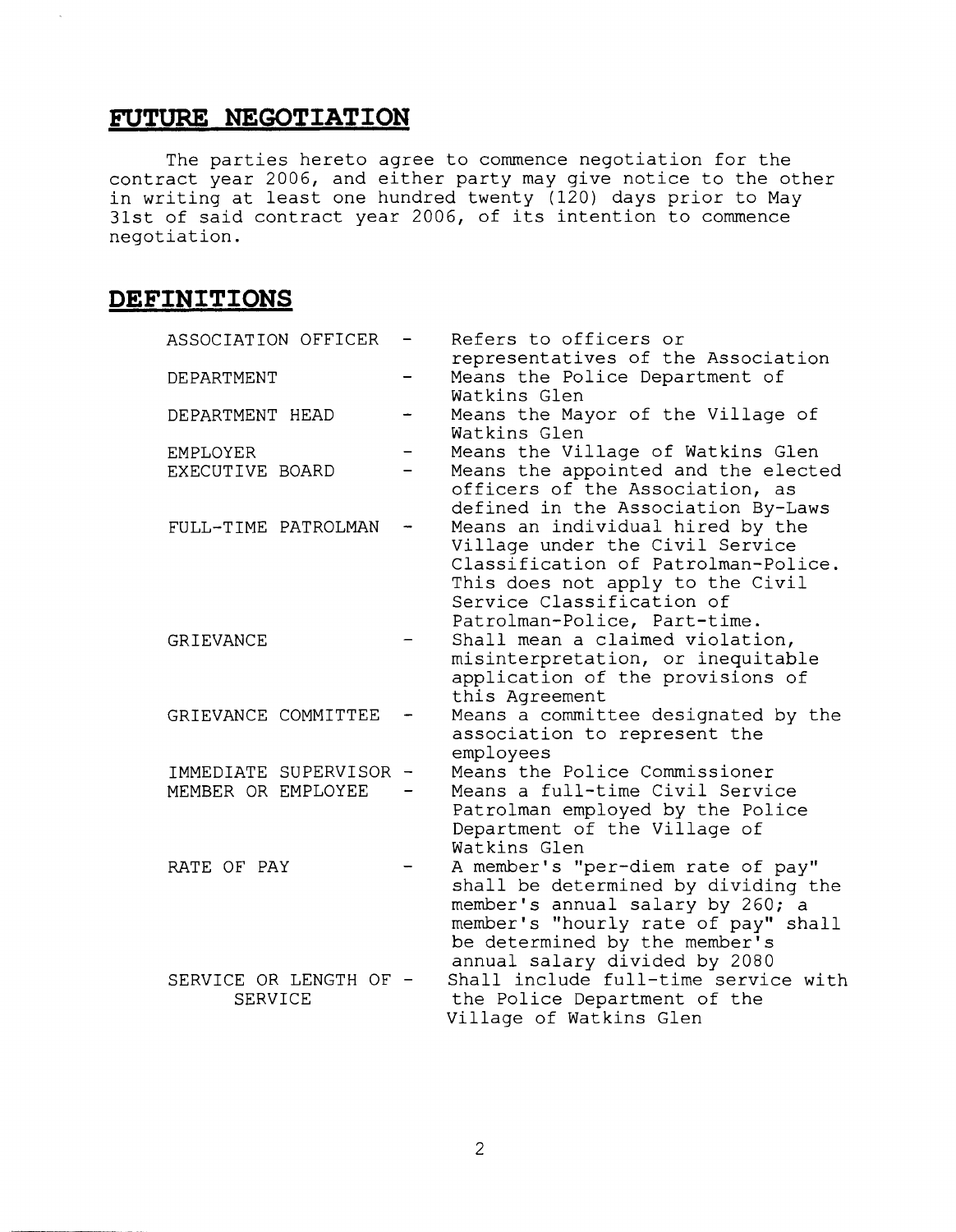## FUTURE NEGOTIATION

The parties hereto agree to commence negotiation for the contract year 2006, and either party may give notice to the other in writing at least one hundred twenty (120) days prior to May 31st of said contract year 2006, of its intention to commence negotiation.

## DEFINITIONS

| | | |
|---|---|---|
| ASSOCIATION OFFICER | - | Refers to officers or representatives of the Association |
| DEPARTMENT | - | Means the Police Department of Watkins Glen |
| DEPARTMENT HEAD | - | Means the Mayor of the Village of Watkins Glen |
| EMPLOYER | - | Means the Village of Watkins Glen |
| EXECUTIVE BOARD | - | Means the appointed and the elected officers of the Association, as defined in the Association By-Laws |
| FULL-TIME PATROLMAN | - | Means an individual hired by the Village under the Civil Service Classification of Patrolman-Police. This does not apply to the Civil Service Classification of Patrolman-Police, Part-time. |
| GRIEVANCE | - | Shall mean a claimed violation, misinterpretation, or inequitable application of the provisions of this Agreement |
| GRIEVANCE COMMITTEE | - | Means a committee designated by the association to represent the employees |
| IMMEDIATE SUPERVISOR | - | Means the Police Commissioner |
| MEMBER OR EMPLOYEE | - | Means a full-time Civil Service Patrolman employed by the Police Department of the Village of Watkins Glen |
| RATE OF PAY | - | A member's "per-diem rate of pay" shall be determined by dividing the member's annual salary by 260; a member's "hourly rate of pay" shall be determined by the member's annual salary divided by 2080 |
| SERVICE OR LENGTH OF SERVICE | - | Shall include full-time service with the Police Department of the Village of Watkins Glen |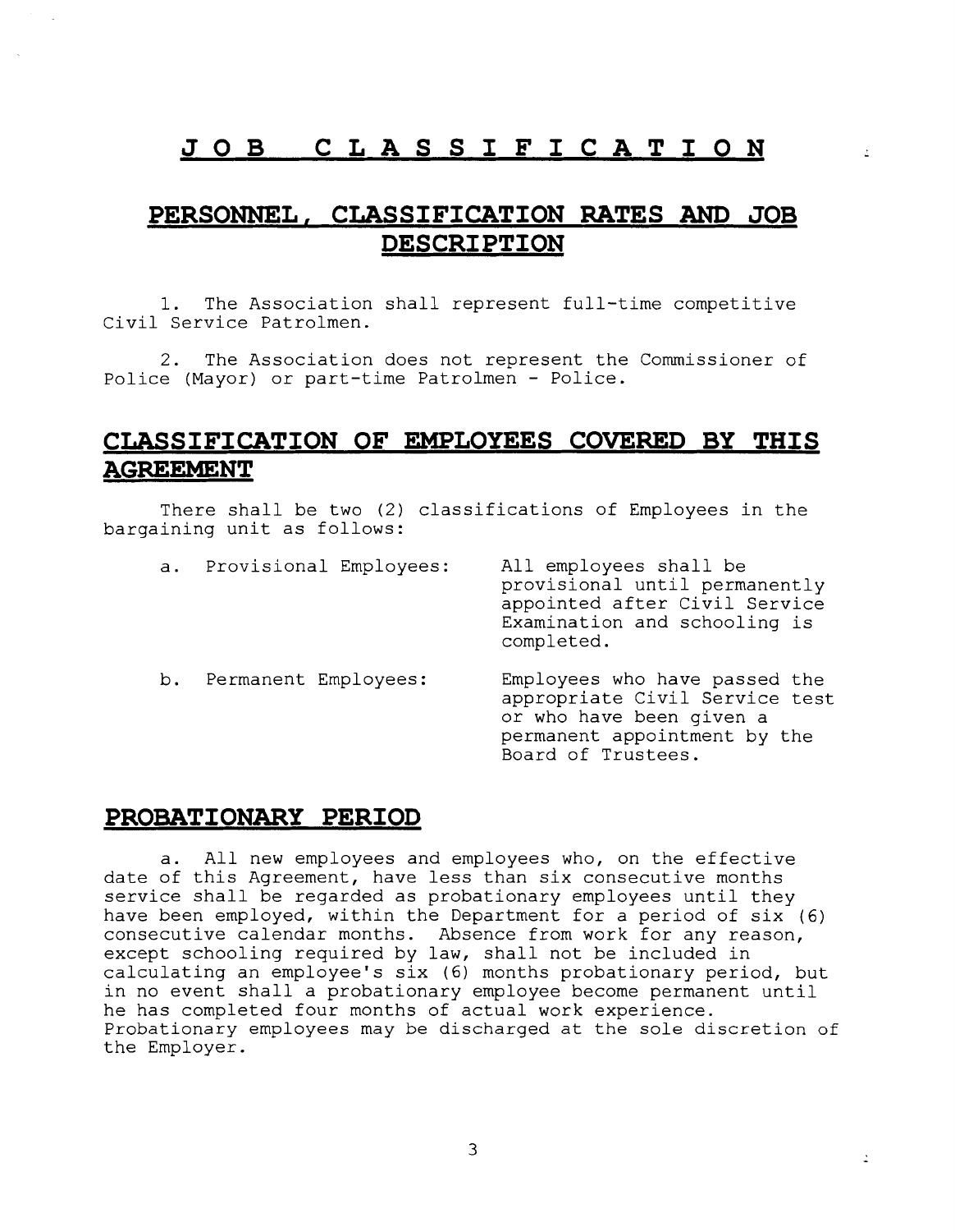# JOB CLASSIFICATION

## PERSONNEL, CLASSIFICATION RATES AND JOB DESCRIPTION

1. The Association shall represent full-time competitive Civil Service Patrolmen.

2. The Association does not represent the Commissioner of Police (Mayor) or part-time Patrolmen - Police.

## CLASSIFICATION OF EMPLOYEES COVERED BY THIS AGREEMENT

There shall be two (2) classifications of Employees in the bargaining unit as follows:

a. Provisional Employees: All employees shall be provisional until permanently appointed after Civil Service Examination and schooling is completed.

b. Permanent Employees: Employees who have passed the appropriate Civil Service test or who have been given a permanent appointment by the Board of Trustees.

## PROBATIONARY PERIOD

a. All new employees and employees who, on the effective date of this Agreement, have less than six consecutive months service shall be regarded as probationary employees until they have been employed, within the Department for a period of six (6) consecutive calendar months. Absence from work for any reason, except schooling required by law, shall not be included in calculating an employee's six (6) months probationary period, but in no event shall a probationary employee become permanent until he has completed four months of actual work experience. Probationary employees may be discharged at the sole discretion of the Employer.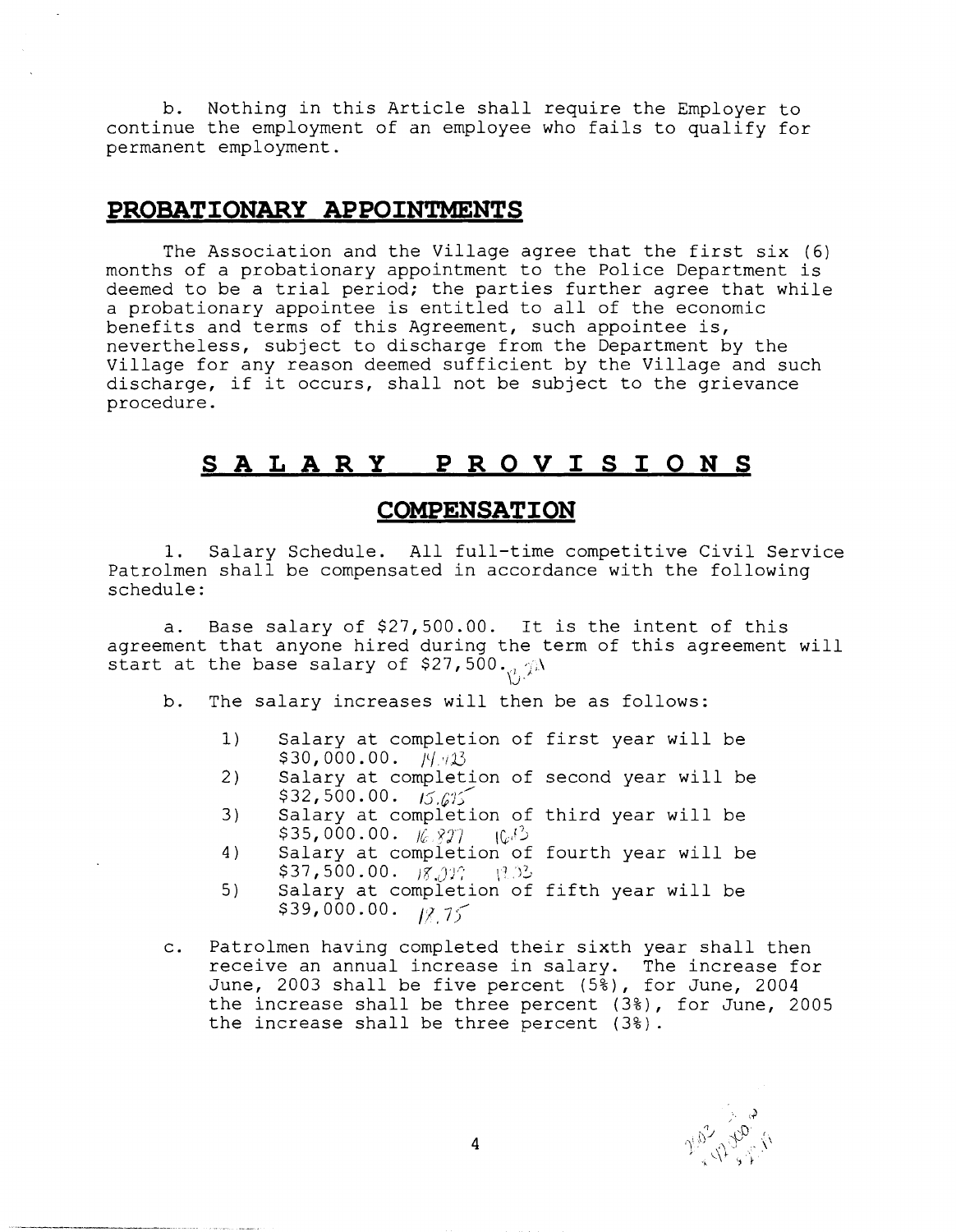b. Nothing in this Article shall require the Employer to continue the employment of an employee who fails to qualify for permanent employment.

## PROBATIONARY APPOINTMENTS

The Association and the Village agree that the first six (6) months of a probationary appointment to the Police Department is deemed to be a trial period; the parties further agree that while a probationary appointee is entitled to all of the economic benefits and terms of this Agreement, such appointee is, nevertheless, subject to discharge from the Department by the Village for any reason deemed sufficient by the Village and such discharge, if it occurs, shall not be subject to the grievance procedure.

# SALARY PROVISIONS

## COMPENSATION

1. Salary Schedule. All full-time competitive Civil Service Patrolmen shall be compensated in accordance with the following schedule:

a. Base salary of $27,500.00. It is the intent of this agreement that anyone hired during the term of this agreement will start at the base salary of $27,500.

b. The salary increases will then be as follows:

1) Salary at completion of first year will be $30,000.00.
2) Salary at completion of second year will be $32,500.00.
3) Salary at completion of third year will be $35,000.00.
4) Salary at completion of fourth year will be $37,500.00.
5) Salary at completion of fifth year will be $39,000.00.

c. Patrolmen having completed their sixth year shall then receive an annual increase in salary. The increase for June, 2003 shall be five percent (5%), for June, 2004 the increase shall be three percent (3%), for June, 2005 the increase shall be three percent (3%).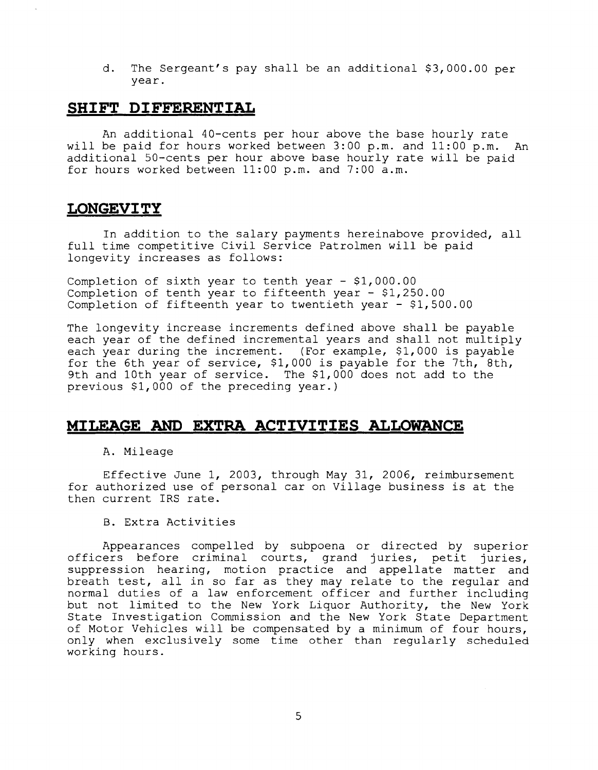d. The Sergeant's pay shall be an additional $3,000.00 per year.

## SHIFT DIFFERENTIAL

An additional 40-cents per hour above the base hourly rate will be paid for hours worked between 3:00 p.m. and 11:00 p.m. An additional 50-cents per hour above base hourly rate will be paid for hours worked between 11:00 p.m. and 7:00 a.m.

## LONGEVITY

In addition to the salary payments hereinabove provided, all full time competitive Civil Service Patrolmen will be paid longevity increases as follows:

Completion of sixth year to tenth year - $1,000.00
Completion of tenth year to fifteenth year - $1,250.00
Completion of fifteenth year to twentieth year - $1,500.00

The longevity increase increments defined above shall be payable each year of the defined incremental years and shall not multiply each year during the increment. (For example, $1,000 is payable for the 6th year of service, $1,000 is payable for the 7th, 8th, 9th and 10th year of service. The $1,000 does not add to the previous $1,000 of the preceding year.)

## MILEAGE AND EXTRA ACTIVITIES ALLOWANCE

A. Mileage

Effective June 1, 2003, through May 31, 2006, reimbursement for authorized use of personal car on Village business is at the then current IRS rate.

B. Extra Activities

Appearances compelled by subpoena or directed by superior officers before criminal courts, grand juries, petit juries, suppression hearing, motion practice and appellate matter and breath test, all in so far as they may relate to the regular and normal duties of a law enforcement officer and further including but not limited to the New York Liquor Authority, the New York State Investigation Commission and the New York State Department of Motor Vehicles will be compensated by a minimum of four hours, only when exclusively some time other than regularly scheduled working hours.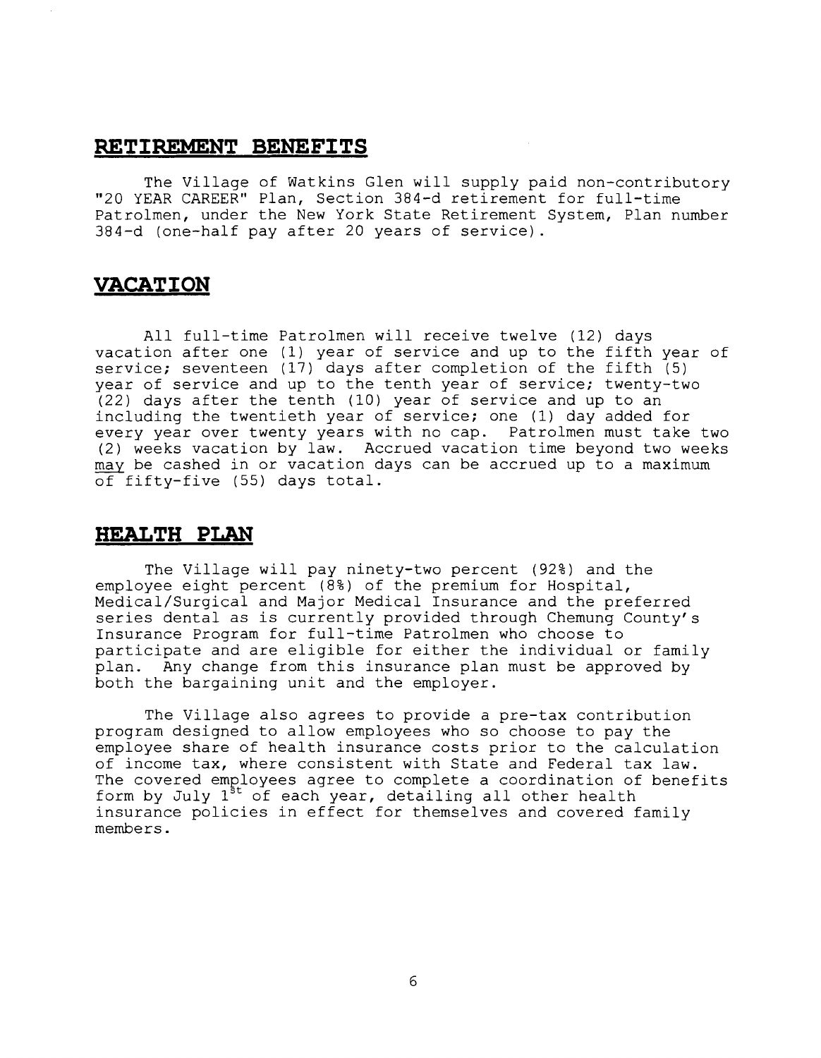## RETIREMENT BENEFITS

The Village of Watkins Glen will supply paid non-contributory "20 YEAR CAREER" Plan, Section 384-d retirement for full-time Patrolmen, under the New York State Retirement System, Plan number 384-d (one-half pay after 20 years of service).

## VACATION

All full-time Patrolmen will receive twelve (12) days vacation after one (1) year of service and up to the fifth year of service; seventeen (17) days after completion of the fifth (5) year of service and up to the tenth year of service; twenty-two (22) days after the tenth (10) year of service and up to an including the twentieth year of service; one (1) day added for every year over twenty years with no cap. Patrolmen must take two (2) weeks vacation by law. Accrued vacation time beyond two weeks may be cashed in or vacation days can be accrued up to a maximum of fifty-five (55) days total.

## HEALTH PLAN

The Village will pay ninety-two percent (92%) and the employee eight percent (8%) of the premium for Hospital, Medical/Surgical and Major Medical Insurance and the preferred series dental as is currently provided through Chemung County's Insurance Program for full-time Patrolmen who choose to participate and are eligible for either the individual or family plan. Any change from this insurance plan must be approved by both the bargaining unit and the employer.

The Village also agrees to provide a pre-tax contribution program designed to allow employees who so choose to pay the employee share of health insurance costs prior to the calculation of income tax, where consistent with State and Federal tax law. The covered employees agree to complete a coordination of benefits form by July 1st of each year, detailing all other health insurance policies in effect for themselves and covered family members.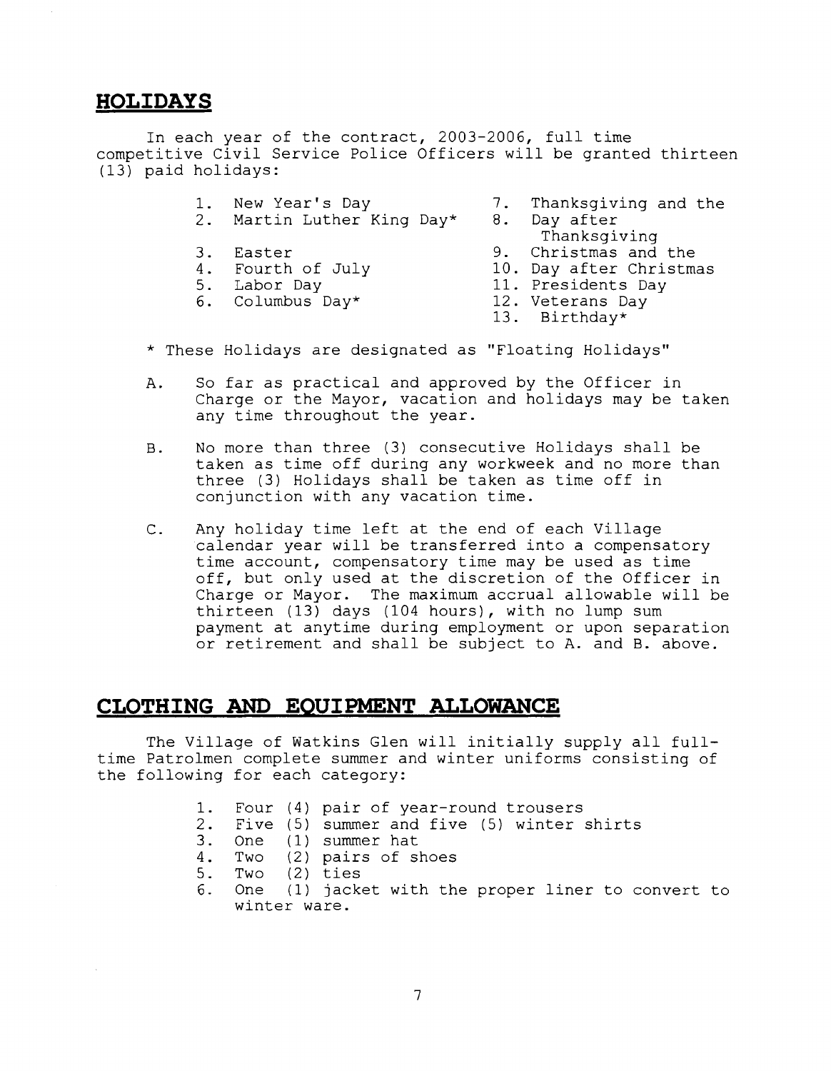## HOLIDAYS

In each year of the contract, 2003-2006, full time competitive Civil Service Police Officers will be granted thirteen (13) paid holidays:

1. New Year's Day
2. Martin Luther King Day*
3. Easter
4. Fourth of July
5. Labor Day
6. Columbus Day*
7. Thanksgiving and the
8. Day after Thanksgiving
9. Christmas and the
10. Day after Christmas
11. Presidents Day
12. Veterans Day
13. Birthday*

\* These Holidays are designated as "Floating Holidays"

A. So far as practical and approved by the Officer in Charge or the Mayor, vacation and holidays may be taken any time throughout the year.

B. No more than three (3) consecutive Holidays shall be taken as time off during any workweek and no more than three (3) Holidays shall be taken as time off in conjunction with any vacation time.

C. Any holiday time left at the end of each Village calendar year will be transferred into a compensatory time account, compensatory time may be used as time off, but only used at the discretion of the Officer in Charge or Mayor. The maximum accrual allowable will be thirteen (13) days (104 hours), with no lump sum payment at anytime during employment or upon separation or retirement and shall be subject to A. and B. above.

## CLOTHING AND EQUIPMENT ALLOWANCE

The Village of Watkins Glen will initially supply all full-time Patrolmen complete summer and winter uniforms consisting of the following for each category:

1. Four (4) pair of year-round trousers
2. Five (5) summer and five (5) winter shirts
3. One (1) summer hat
4. Two (2) pairs of shoes
5. Two (2) ties
6. One (1) jacket with the proper liner to convert to winter ware.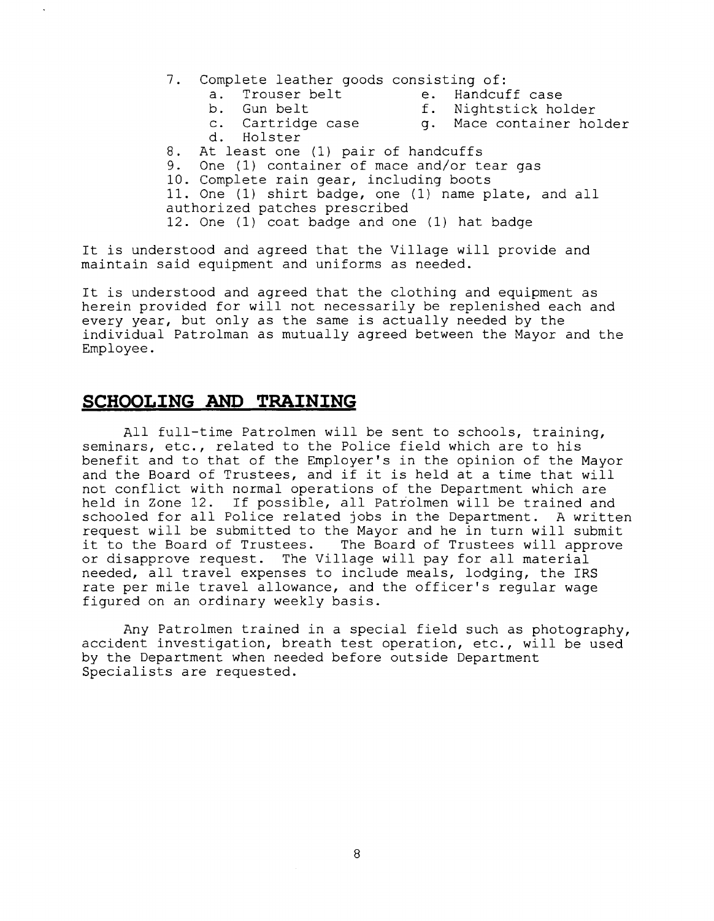7. Complete leather goods consisting of:
   a. Trouser belt
   b. Gun belt
   c. Cartridge case
   d. Holster
   e. Handcuff case
   f. Nightstick holder
   g. Mace container holder
8. At least one (1) pair of handcuffs
9. One (1) container of mace and/or tear gas
10. Complete rain gear, including boots
11. One (1) shirt badge, one (1) name plate, and all authorized patches prescribed
12. One (1) coat badge and one (1) hat badge

It is understood and agreed that the Village will provide and maintain said equipment and uniforms as needed.

It is understood and agreed that the clothing and equipment as herein provided for will not necessarily be replenished each and every year, but only as the same is actually needed by the individual Patrolman as mutually agreed between the Mayor and the Employee.

## SCHOOLING AND TRAINING

All full-time Patrolmen will be sent to schools, training, seminars, etc., related to the Police field which are to his benefit and to that of the Employer's in the opinion of the Mayor and the Board of Trustees, and if it is held at a time that will not conflict with normal operations of the Department which are held in Zone 12. If possible, all Patrolmen will be trained and schooled for all Police related jobs in the Department. A written request will be submitted to the Mayor and he in turn will submit it to the Board of Trustees. The Board of Trustees will approve or disapprove request. The Village will pay for all material needed, all travel expenses to include meals, lodging, the IRS rate per mile travel allowance, and the officer's regular wage figured on an ordinary weekly basis.

Any Patrolmen trained in a special field such as photography, accident investigation, breath test operation, etc., will be used by the Department when needed before outside Department Specialists are requested.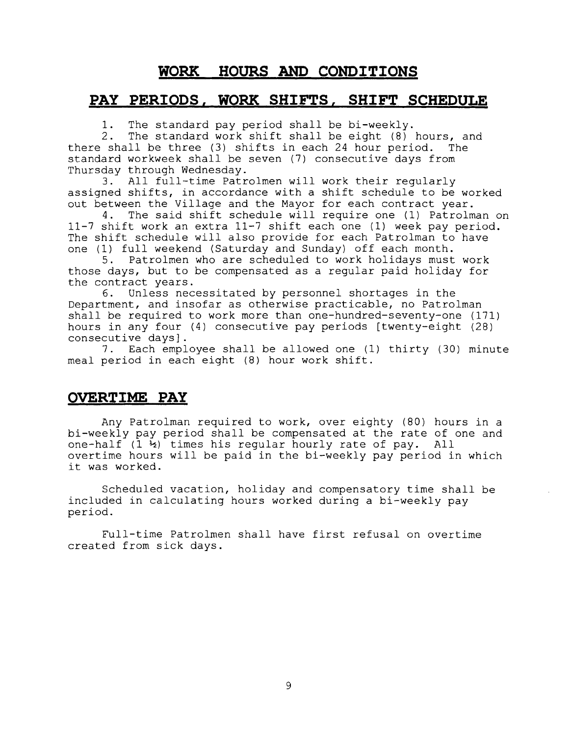# WORK HOURS AND CONDITIONS

## PAY PERIODS, WORK SHIFTS, SHIFT SCHEDULE

1. The standard pay period shall be bi-weekly.
2. The standard work shift shall be eight (8) hours, and there shall be three (3) shifts in each 24 hour period. The standard workweek shall be seven (7) consecutive days from Thursday through Wednesday.
3. All full-time Patrolmen will work their regularly assigned shifts, in accordance with a shift schedule to be worked out between the Village and the Mayor for each contract year.
4. The said shift schedule will require one (1) Patrolman on 11-7 shift work an extra 11-7 shift each one (1) week pay period. The shift schedule will also provide for each Patrolman to have one (1) full weekend (Saturday and Sunday) off each month.
5. Patrolmen who are scheduled to work holidays must work those days, but to be compensated as a regular paid holiday for the contract years.
6. Unless necessitated by personnel shortages in the Department, and insofar as otherwise practicable, no Patrolman shall be required to work more than one-hundred-seventy-one (171) hours in any four (4) consecutive pay periods [twenty-eight (28) consecutive days].
7. Each employee shall be allowed one (1) thirty (30) minute meal period in each eight (8) hour work shift.

## OVERTIME PAY

Any Patrolman required to work, over eighty (80) hours in a bi-weekly pay period shall be compensated at the rate of one and one-half (1 ½) times his regular hourly rate of pay. All overtime hours will be paid in the bi-weekly pay period in which it was worked.

Scheduled vacation, holiday and compensatory time shall be included in calculating hours worked during a bi-weekly pay period.

Full-time Patrolmen shall have first refusal on overtime created from sick days.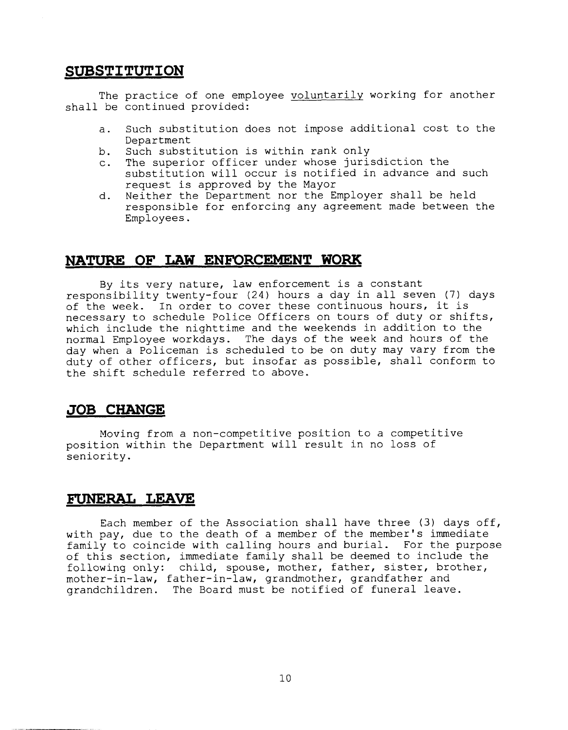## SUBSTITUTION

The practice of one employee voluntarily working for another shall be continued provided:

a. Such substitution does not impose additional cost to the Department
b. Such substitution is within rank only
c. The superior officer under whose jurisdiction the substitution will occur is notified in advance and such request is approved by the Mayor
d. Neither the Department nor the Employer shall be held responsible for enforcing any agreement made between the Employees.

## NATURE OF LAW ENFORCEMENT WORK

By its very nature, law enforcement is a constant responsibility twenty-four (24) hours a day in all seven (7) days of the week. In order to cover these continuous hours, it is necessary to schedule Police Officers on tours of duty or shifts, which include the nighttime and the weekends in addition to the normal Employee workdays. The days of the week and hours of the day when a Policeman is scheduled to be on duty may vary from the duty of other officers, but insofar as possible, shall conform to the shift schedule referred to above.

## JOB CHANGE

Moving from a non-competitive position to a competitive position within the Department will result in no loss of seniority.

## FUNERAL LEAVE

Each member of the Association shall have three (3) days off, with pay, due to the death of a member of the member's immediate family to coincide with calling hours and burial. For the purpose of this section, immediate family shall be deemed to include the following only: child, spouse, mother, father, sister, brother, mother-in-law, father-in-law, grandmother, grandfather and grandchildren. The Board must be notified of funeral leave.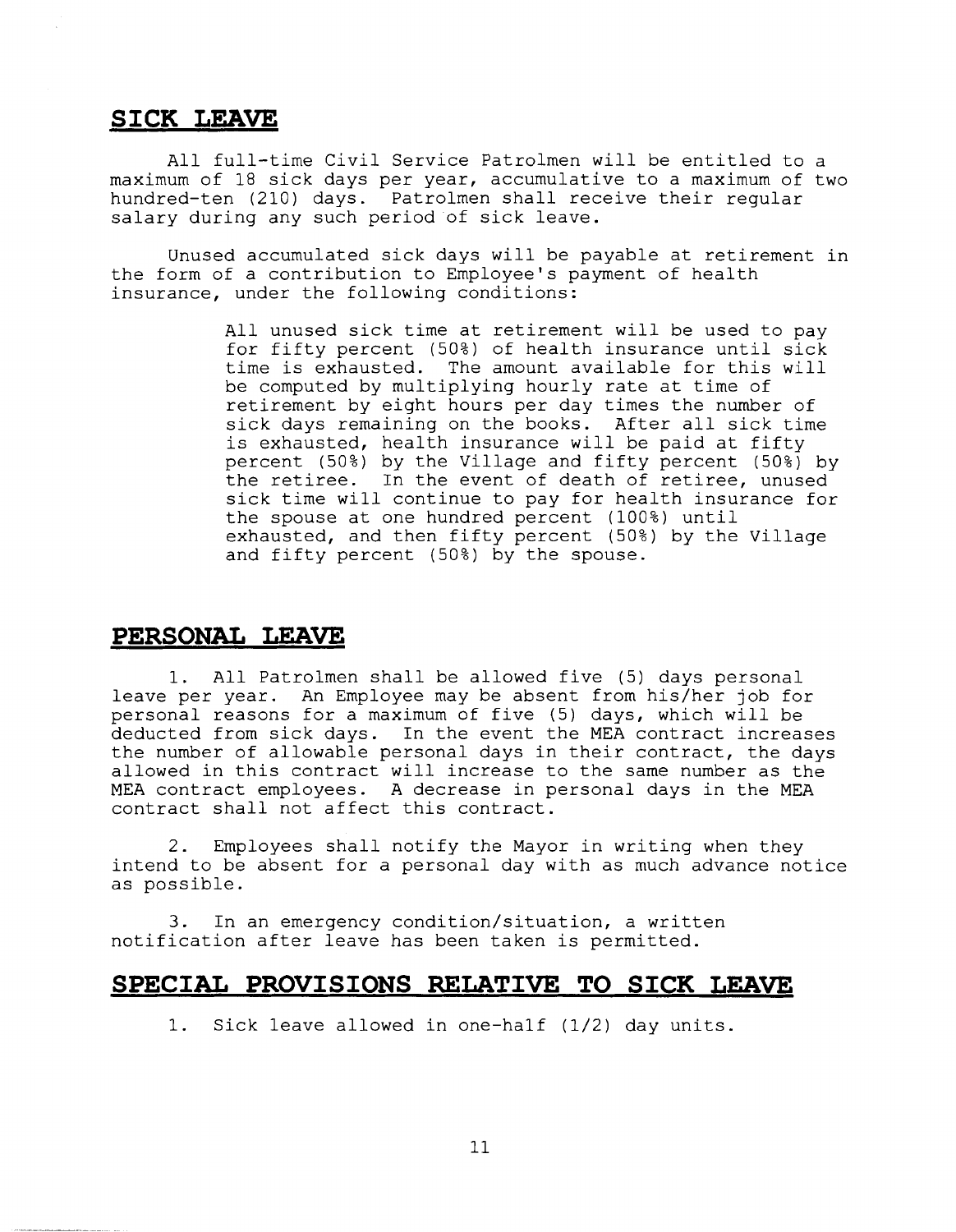## SICK LEAVE

All full-time Civil Service Patrolmen will be entitled to a maximum of 18 sick days per year, accumulative to a maximum of two hundred-ten (210) days. Patrolmen shall receive their regular salary during any such period of sick leave.

Unused accumulated sick days will be payable at retirement in the form of a contribution to Employee's payment of health insurance, under the following conditions:

> All unused sick time at retirement will be used to pay for fifty percent (50%) of health insurance until sick time is exhausted. The amount available for this will be computed by multiplying hourly rate at time of retirement by eight hours per day times the number of sick days remaining on the books. After all sick time is exhausted, health insurance will be paid at fifty percent (50%) by the Village and fifty percent (50%) by the retiree. In the event of death of retiree, unused sick time will continue to pay for health insurance for the spouse at one hundred percent (100%) until exhausted, and then fifty percent (50%) by the Village and fifty percent (50%) by the spouse.

## PERSONAL LEAVE

1. All Patrolmen shall be allowed five (5) days personal leave per year. An Employee may be absent from his/her job for personal reasons for a maximum of five (5) days, which will be deducted from sick days. In the event the MEA contract increases the number of allowable personal days in their contract, the days allowed in this contract will increase to the same number as the MEA contract employees. A decrease in personal days in the MEA contract shall not affect this contract.

2. Employees shall notify the Mayor in writing when they intend to be absent for a personal day with as much advance notice as possible.

3. In an emergency condition/situation, a written notification after leave has been taken is permitted.

## SPECIAL PROVISIONS RELATIVE TO SICK LEAVE

1. Sick leave allowed in one-half (1/2) day units.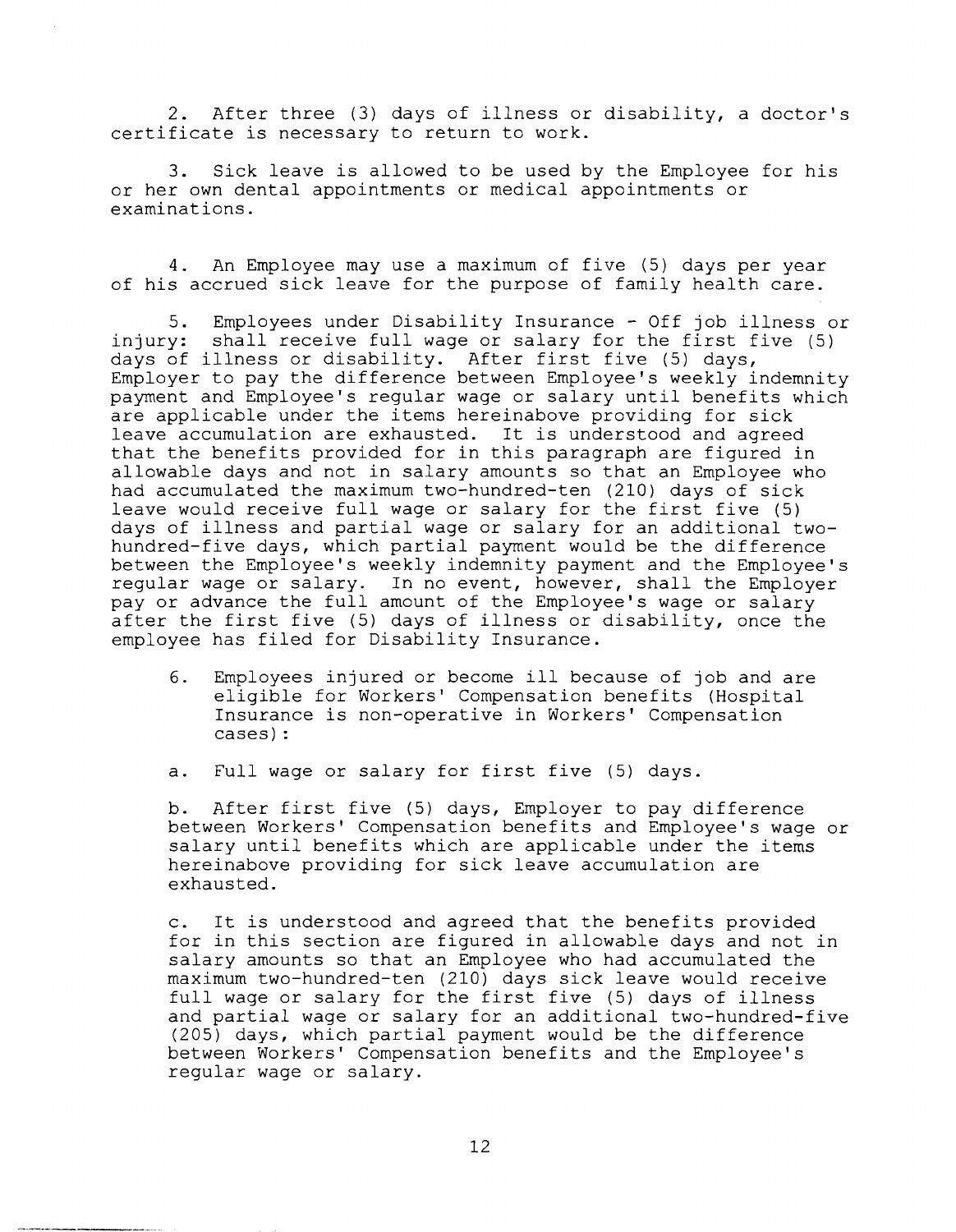2. After three (3) days of illness or disability, a doctor's certificate is necessary to return to work.

3. Sick leave is allowed to be used by the Employee for his or her own dental appointments or medical appointments or examinations.

4. An Employee may use a maximum of five (5) days per year of his accrued sick leave for the purpose of family health care.

5. Employees under Disability Insurance - Off job illness or injury: shall receive full wage or salary for the first five (5) days of illness or disability. After first five (5) days, Employer to pay the difference between Employee's weekly indemnity payment and Employee's regular wage or salary until benefits which are applicable under the items hereinabove providing for sick leave accumulation are exhausted. It is understood and agreed that the benefits provided for in this paragraph are figured in allowable days and not in salary amounts so that an Employee who had accumulated the maximum two-hundred-ten (210) days of sick leave would receive full wage or salary for the first five (5) days of illness and partial wage or salary for an additional two-hundred-five days, which partial payment would be the difference between the Employee's weekly indemnity payment and the Employee's regular wage or salary. In no event, however, shall the Employer pay or advance the full amount of the Employee's wage or salary after the first five (5) days of illness or disability, once the employee has filed for Disability Insurance.

6. Employees injured or become ill because of job and are eligible for Workers' Compensation benefits (Hospital Insurance is non-operative in Workers' Compensation cases):

a. Full wage or salary for first five (5) days.

b. After first five (5) days, Employer to pay difference between Workers' Compensation benefits and Employee's wage or salary until benefits which are applicable under the items hereinabove providing for sick leave accumulation are exhausted.

c. It is understood and agreed that the benefits provided for in this section are figured in allowable days and not in salary amounts so that an Employee who had accumulated the maximum two-hundred-ten (210) days sick leave would receive full wage or salary for the first five (5) days of illness and partial wage or salary for an additional two-hundred-five (205) days, which partial payment would be the difference between Workers' Compensation benefits and the Employee's regular wage or salary.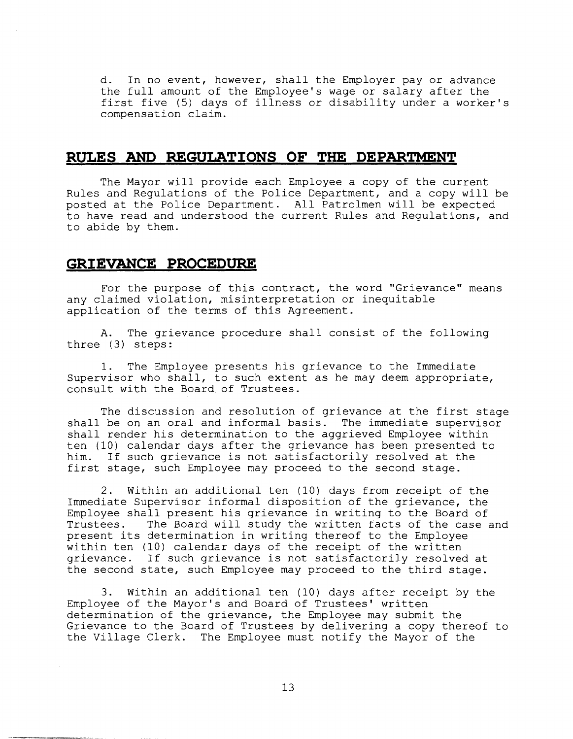d. In no event, however, shall the Employer pay or advance the full amount of the Employee's wage or salary after the first five (5) days of illness or disability under a worker's compensation claim.

## RULES AND REGULATIONS OF THE DEPARTMENT

The Mayor will provide each Employee a copy of the current Rules and Regulations of the Police Department, and a copy will be posted at the Police Department. All Patrolmen will be expected to have read and understood the current Rules and Regulations, and to abide by them.

## GRIEVANCE PROCEDURE

For the purpose of this contract, the word "Grievance" means any claimed violation, misinterpretation or inequitable application of the terms of this Agreement.

A. The grievance procedure shall consist of the following three (3) steps:

1. The Employee presents his grievance to the Immediate Supervisor who shall, to such extent as he may deem appropriate, consult with the Board of Trustees.

The discussion and resolution of grievance at the first stage shall be on an oral and informal basis. The immediate supervisor shall render his determination to the aggrieved Employee within ten (10) calendar days after the grievance has been presented to him. If such grievance is not satisfactorily resolved at the first stage, such Employee may proceed to the second stage.

2. Within an additional ten (10) days from receipt of the Immediate Supervisor informal disposition of the grievance, the Employee shall present his grievance in writing to the Board of Trustees. The Board will study the written facts of the case and present its determination in writing thereof to the Employee within ten (10) calendar days of the receipt of the written grievance. If such grievance is not satisfactorily resolved at the second state, such Employee may proceed to the third stage.

3. Within an additional ten (10) days after receipt by the Employee of the Mayor's and Board of Trustees' written determination of the grievance, the Employee may submit the Grievance to the Board of Trustees by delivering a copy thereof to the Village Clerk. The Employee must notify the Mayor of the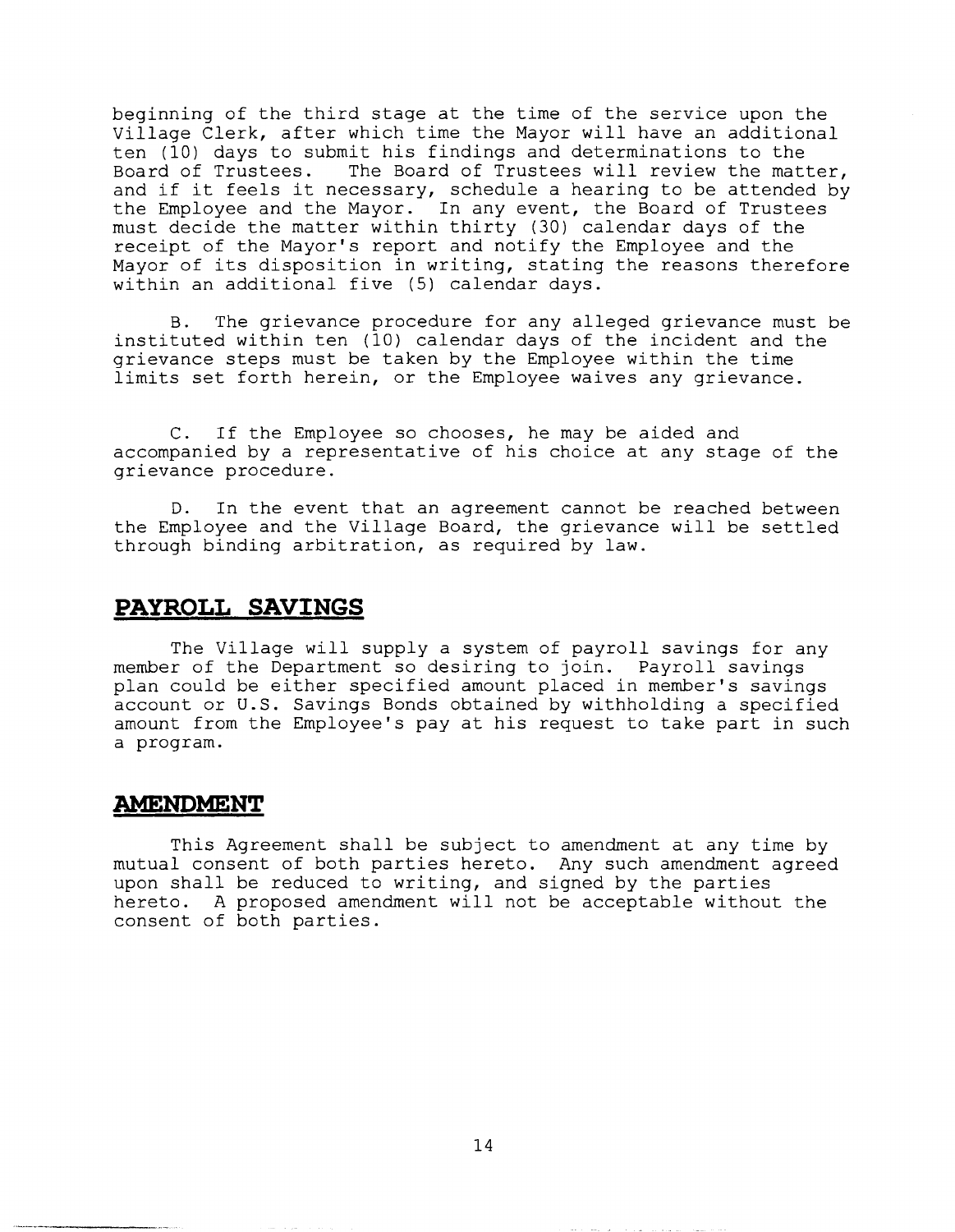beginning of the third stage at the time of the service upon the Village Clerk, after which time the Mayor will have an additional ten (10) days to submit his findings and determinations to the Board of Trustees. The Board of Trustees will review the matter, and if it feels it necessary, schedule a hearing to be attended by the Employee and the Mayor. In any event, the Board of Trustees must decide the matter within thirty (30) calendar days of the receipt of the Mayor's report and notify the Employee and the Mayor of its disposition in writing, stating the reasons therefore within an additional five (5) calendar days.

B. The grievance procedure for any alleged grievance must be instituted within ten (10) calendar days of the incident and the grievance steps must be taken by the Employee within the time limits set forth herein, or the Employee waives any grievance.

C. If the Employee so chooses, he may be aided and accompanied by a representative of his choice at any stage of the grievance procedure.

D. In the event that an agreement cannot be reached between the Employee and the Village Board, the grievance will be settled through binding arbitration, as required by law.

## PAYROLL SAVINGS

The Village will supply a system of payroll savings for any member of the Department so desiring to join. Payroll savings plan could be either specified amount placed in member's savings account or U.S. Savings Bonds obtained by withholding a specified amount from the Employee's pay at his request to take part in such a program.

## AMENDMENT

This Agreement shall be subject to amendment at any time by mutual consent of both parties hereto. Any such amendment agreed upon shall be reduced to writing, and signed by the parties hereto. A proposed amendment will not be acceptable without the consent of both parties.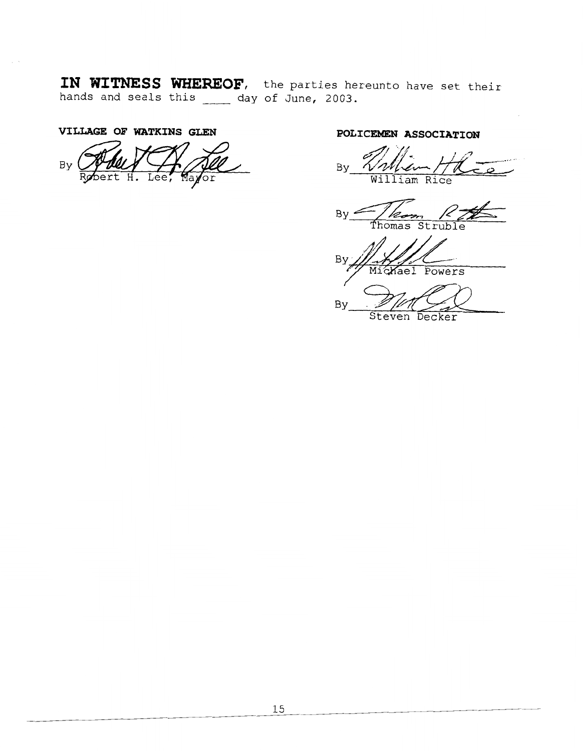**IN WITNESS WHEREOF**, the parties hereunto have set their hands and seals this ____ day of June, 2003.

**VILLAGE OF WATKINS GLEN**

By ______________________
Robert H. Lee, Mayor

**POLICEMEN ASSOCIATION**

By ______________________
William Rice

By ______________________
Thomas Struble

By ______________________
Michael Powers

By ______________________
Steven Decker